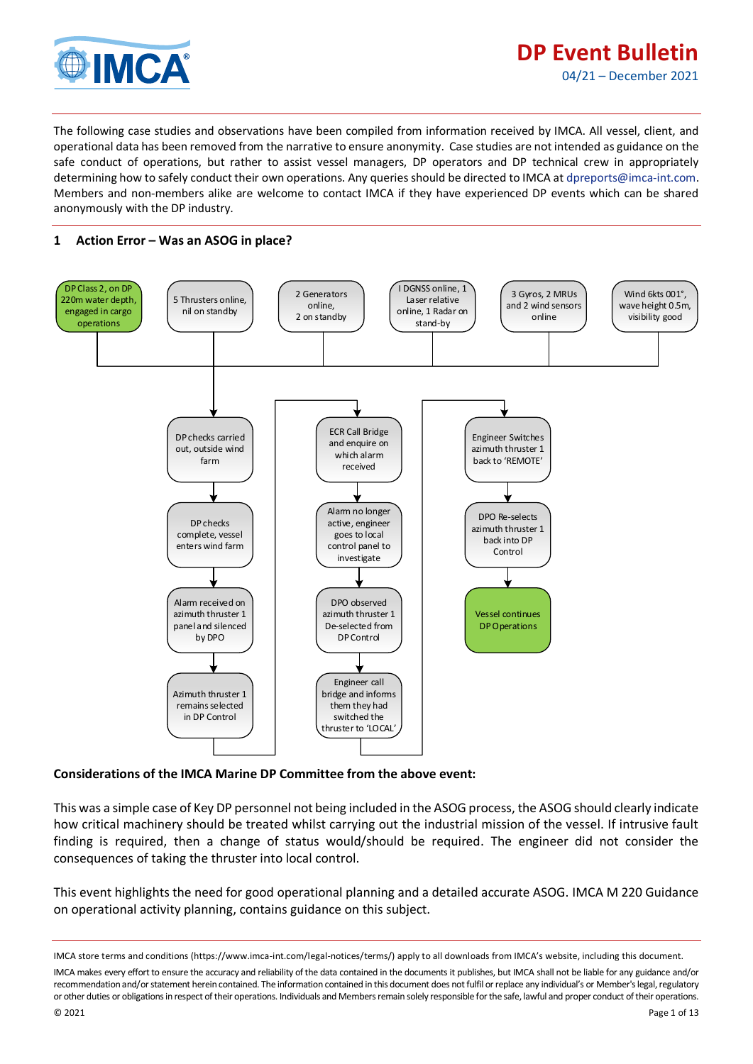# DP Event Bulletin

04/21 – December 2021

The following case studies and observations have been compiled from information received by IMCA. All vessel, client, and operational data has been removed from the narrative to ensure anonymity. Case studies are not intended as guidance on the safe conduct of operations, but rather to assist vessel managers, DP operators and DP technical crew in appropriately determining how to safely conduct their own operations. Any queries should be directed to IMCA at dpreports@imca-int.com. Members and non-members alike are welcome to contact IMCA if they have experienced DP events which can be shared anonymously with the DP industry.

## 1 Action Error – Was an ASOG in place?

DP Class 2, on DP 220m water depth, engaged in cargo operations

5 Thrusters online, nil on standby

2 Generators online, 2 on standby

I DGNSS online, 1 Laser relative online, 1 Radar on stand-by

3 Gyros, 2 MRUs and 2 wind sensors online

Wind 6kts 001°, wave height 0.5m, visibility good

DP checks carried out, outside wind farm

DP checks complete, vessel enters wind farm

Alarm received on azimuth thruster 1 panel and silenced by DPO

Azimuth thruster 1 remains selected in DP Control

ECR Call Bridge and enquire on which alarm received

Alarm no longer active, engineer goes to local control panel to investigate

DPO observed azimuth thruster 1 De-selected from DP Control

Engineer call bridge and informs them they had switched the thruster to 'LOCAL'

Engineer Switches azimuth thruster 1 back to 'REMOTE'

DPO Re-selects azimuth thruster 1 back into DP Control

Vessel continues DP Operations

**Considerations of the IMCA Marine DP Committee from the above event:**

This was a simple case of Key DP personnel not being included in the ASOG process, the ASOG should clearly indicate how critical machinery should be treated whilst carrying out the industrial mission of the vessel. If intrusive fault finding is required, then a change of status would/should be required. The engineer did not consider the consequences of taking the thruster into local control.

This event highlights the need for good operational planning and a detailed accurate ASOG. IMCA M 220 Guidance on operational activity planning, contains guidance on this subject.

IMCA store terms and conditions (https://www.imca-int.com/legal-notices/terms/) apply to all downloads from IMCA's website, including this document.

IMCA makes every effort to ensure the accuracy and reliability of the data contained in the documents it publishes, but IMCA shall not be liable for any guidance and/or recommendation and/or statement herein contained. The information contained in this document does not fulfil or replace any individual's or Member's legal, regulatory or other duties or obligations in respect of their operations. Individuals and Members remain solely responsible for the safe, lawful and proper conduct of their operations.

© 2021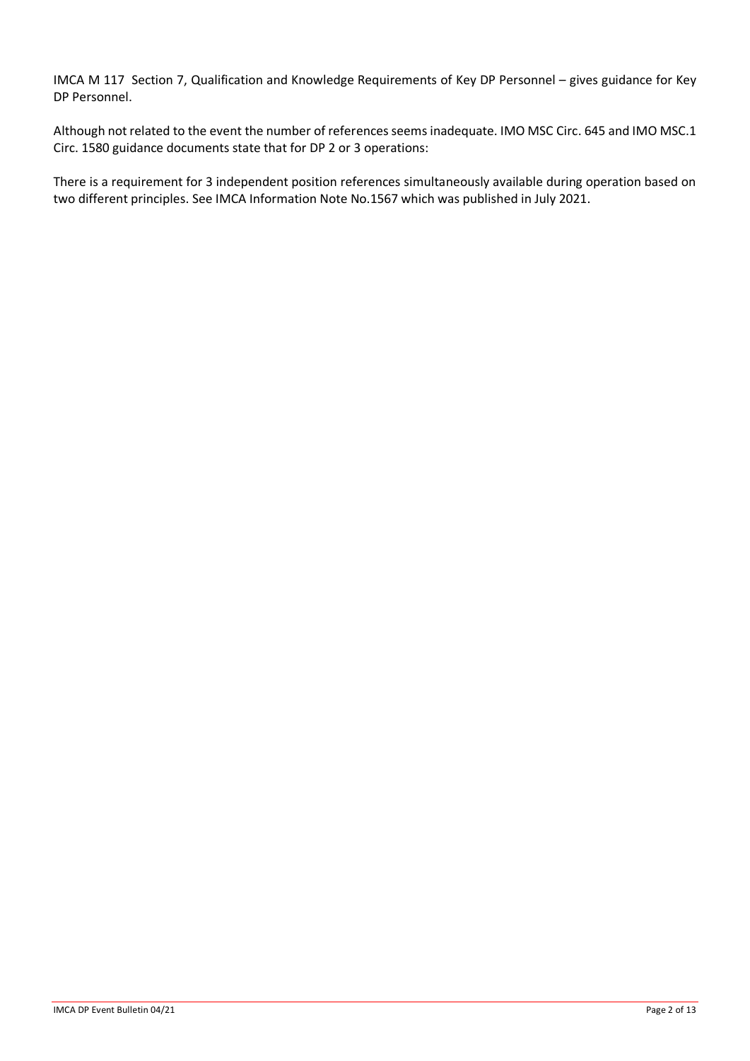IMCA M 117 Section 7, Qualification and Knowledge Requirements of Key DP Personnel – gives guidance for Key DP Personnel.

Although not related to the event the number of references seems inadequate. IMO MSC Circ. 645 and IMO MSC.1 Circ. 1580 guidance documents state that for DP 2 or 3 operations:

There is a requirement for 3 independent position references simultaneously available during operation based on two different principles. See IMCA Information Note No.1567 which was published in July 2021.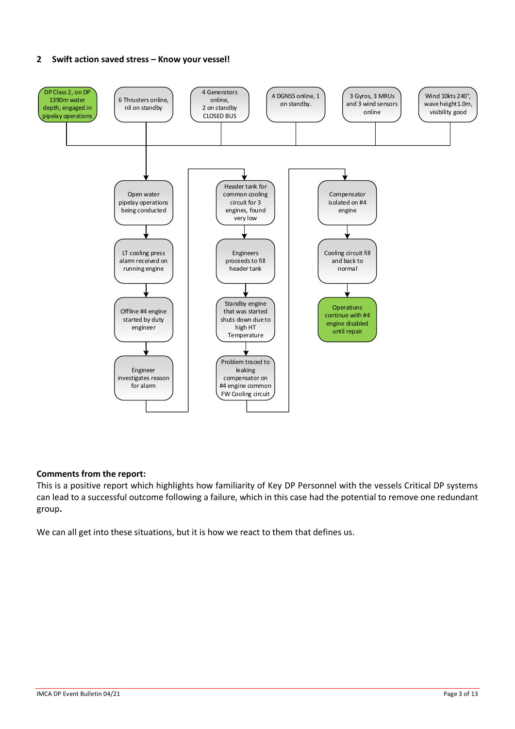## 2 Swift action saved stress – Know your vessel!

DP Class 2, on DP 1390m water depth, engaged in pipelay operations

6 Thrusters online, nil on standby

4 Generators online, 2 on standby CLOSED BUS

4 DGNSS online, 1 on standby.

3 Gyros, 3 MRUs and 3 wind sensors online

Wind 10kts 240°, wave height 1.0m, visibility good

Open water pipelay operations being conducted

LT cooling press alarm received on running engine

Offline #4 engine started by duty engineer

Engineer investigates reason for alarm

Header tank for common cooling circuit for 3 engines, found very low

Engineers proceeds to fill header tank

Standby engine that was started shuts down due to high HT Temperature

Problem traced to leaking compensator on #4 engine common FW Cooling circuit

Compensator isolated on #4 engine

Cooling circuit fill and back to normal

Operations continue with #4 engine disabled until repair

**Comments from the report:**

This is a positive report which highlights how familiarity of Key DP Personnel with the vessels Critical DP systems can lead to a successful outcome following a failure, which in this case had the potential to remove one redundant group**.**

We can all get into these situations, but it is how we react to them that defines us.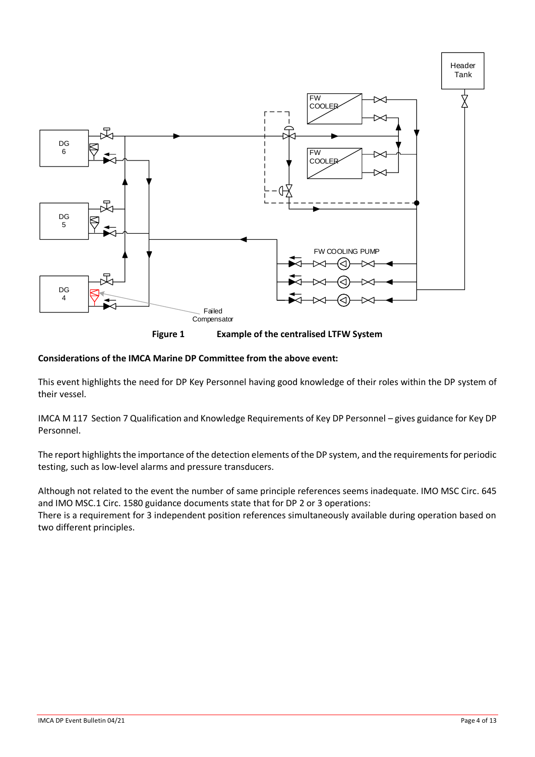**Figure 1 Example of the centralised LTFW System**

**Considerations of the IMCA Marine DP Committee from the above event:**

This event highlights the need for DP Key Personnel having good knowledge of their roles within the DP system of their vessel.

IMCA M 117 Section 7 Qualification and Knowledge Requirements of Key DP Personnel – gives guidance for Key DP Personnel.

The report highlights the importance of the detection elements of the DP system, and the requirements for periodic testing, such as low-level alarms and pressure transducers.

Although not related to the event the number of same principle references seems inadequate. IMO MSC Circ. 645 and IMO MSC.1 Circ. 1580 guidance documents state that for DP 2 or 3 operations:
There is a requirement for 3 independent position references simultaneously available during operation based on two different principles.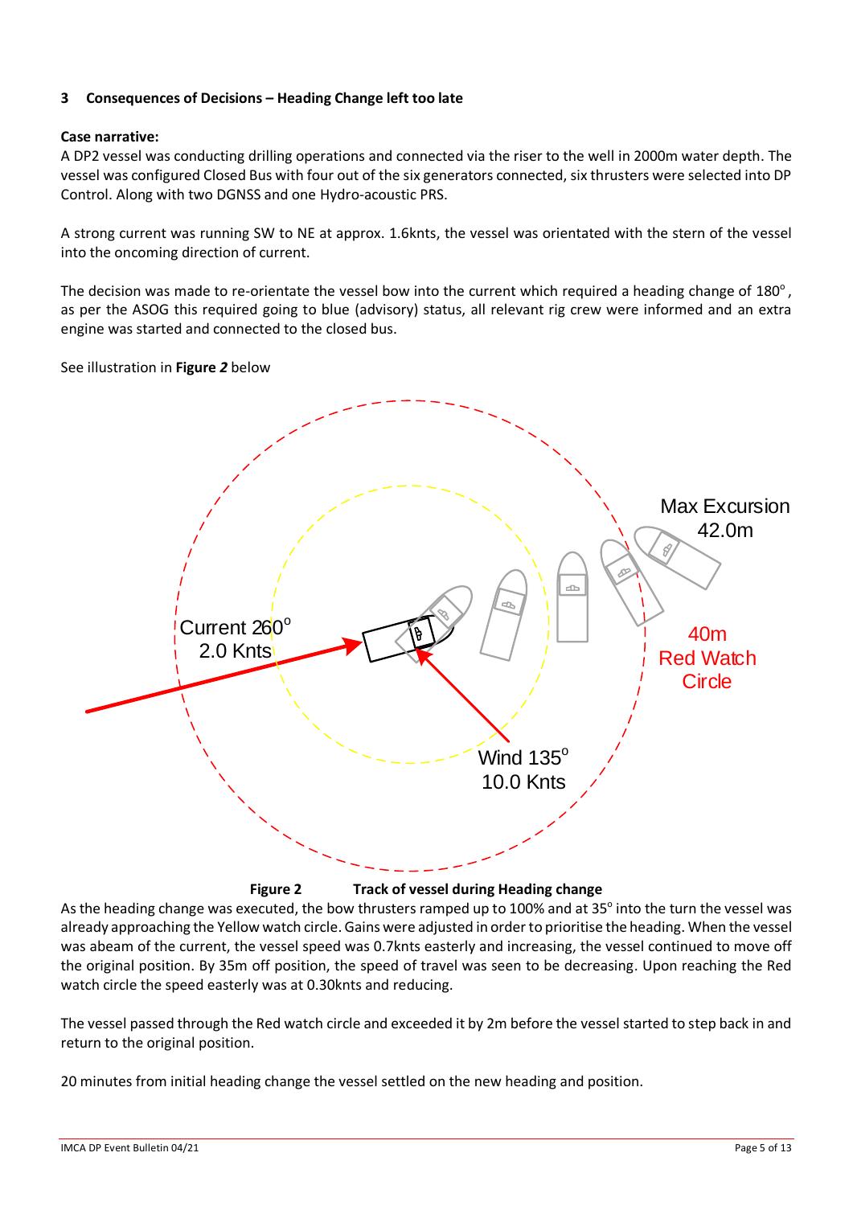## 3 Consequences of Decisions – Heading Change left too late

**Case narrative:**

A DP2 vessel was conducting drilling operations and connected via the riser to the well in 2000m water depth. The vessel was configured Closed Bus with four out of the six generators connected, six thrusters were selected into DP Control. Along with two DGNSS and one Hydro-acoustic PRS.

A strong current was running SW to NE at approx. 1.6knts, the vessel was orientated with the stern of the vessel into the oncoming direction of current.

The decision was made to re-orientate the vessel bow into the current which required a heading change of 180°, as per the ASOG this required going to blue (advisory) status, all relevant rig crew were informed and an extra engine was started and connected to the closed bus.

See illustration in **Figure *2*** below

**Figure 2 Track of vessel during Heading change**

As the heading change was executed, the bow thrusters ramped up to 100% and at 35° into the turn the vessel was already approaching the Yellow watch circle. Gains were adjusted in order to prioritise the heading. When the vessel was abeam of the current, the vessel speed was 0.7knts easterly and increasing, the vessel continued to move off the original position. By 35m off position, the speed of travel was seen to be decreasing. Upon reaching the Red watch circle the speed easterly was at 0.30knts and reducing.

The vessel passed through the Red watch circle and exceeded it by 2m before the vessel started to step back in and return to the original position.

20 minutes from initial heading change the vessel settled on the new heading and position.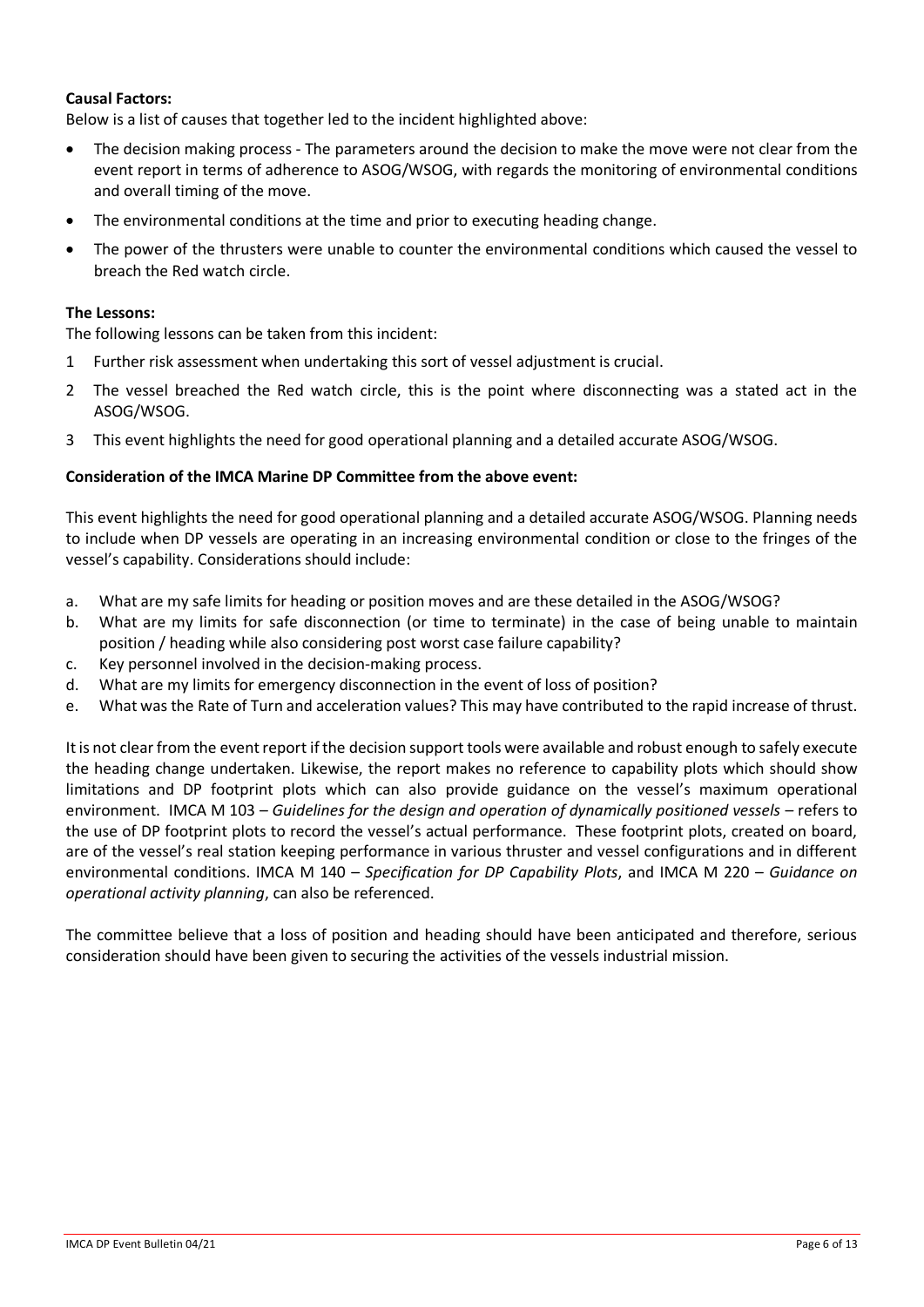**Causal Factors:**

Below is a list of causes that together led to the incident highlighted above:

- The decision making process - The parameters around the decision to make the move were not clear from the event report in terms of adherence to ASOG/WSOG, with regards the monitoring of environmental conditions and overall timing of the move.
- The environmental conditions at the time and prior to executing heading change.
- The power of the thrusters were unable to counter the environmental conditions which caused the vessel to breach the Red watch circle.

**The Lessons:**

The following lessons can be taken from this incident:

1 Further risk assessment when undertaking this sort of vessel adjustment is crucial.

2 The vessel breached the Red watch circle, this is the point where disconnecting was a stated act in the ASOG/WSOG.

3 This event highlights the need for good operational planning and a detailed accurate ASOG/WSOG.

**Consideration of the IMCA Marine DP Committee from the above event:**

This event highlights the need for good operational planning and a detailed accurate ASOG/WSOG. Planning needs to include when DP vessels are operating in an increasing environmental condition or close to the fringes of the vessel's capability. Considerations should include:

a. What are my safe limits for heading or position moves and are these detailed in the ASOG/WSOG?

b. What are my limits for safe disconnection (or time to terminate) in the case of being unable to maintain position / heading while also considering post worst case failure capability?

c. Key personnel involved in the decision-making process.

d. What are my limits for emergency disconnection in the event of loss of position?

e. What was the Rate of Turn and acceleration values? This may have contributed to the rapid increase of thrust.

It is not clear from the event report if the decision support tools were available and robust enough to safely execute the heading change undertaken. Likewise, the report makes no reference to capability plots which should show limitations and DP footprint plots which can also provide guidance on the vessel's maximum operational environment. IMCA M 103 – *Guidelines for the design and operation of dynamically positioned vessels* – refers to the use of DP footprint plots to record the vessel's actual performance. These footprint plots, created on board, are of the vessel's real station keeping performance in various thruster and vessel configurations and in different environmental conditions. IMCA M 140 – *Specification for DP Capability Plots*, and IMCA M 220 – *Guidance on operational activity planning*, can also be referenced.

The committee believe that a loss of position and heading should have been anticipated and therefore, serious consideration should have been given to securing the activities of the vessels industrial mission.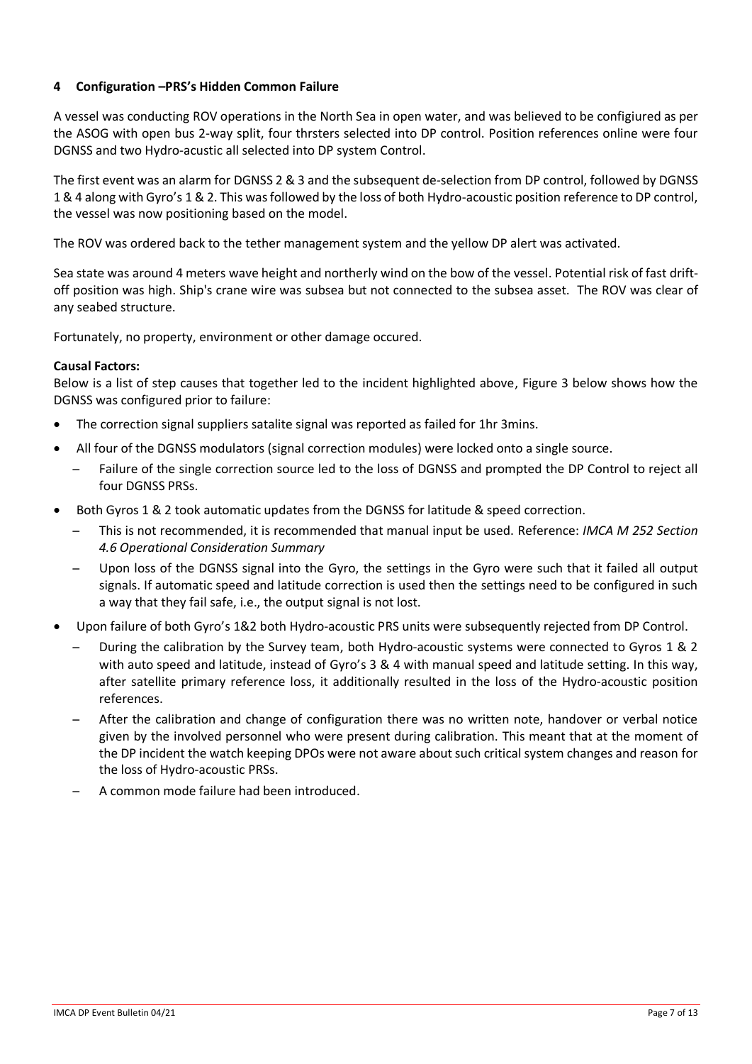## 4 Configuration –PRS's Hidden Common Failure

A vessel was conducting ROV operations in the North Sea in open water, and was believed to be configiured as per the ASOG with open bus 2-way split, four thrsters selected into DP control. Position references online were four DGNSS and two Hydro-acustic all selected into DP system Control.

The first event was an alarm for DGNSS 2 & 3 and the subsequent de-selection from DP control, followed by DGNSS 1 & 4 along with Gyro's 1 & 2. This was followed by the loss of both Hydro-acoustic position reference to DP control, the vessel was now positioning based on the model.

The ROV was ordered back to the tether management system and the yellow DP alert was activated.

Sea state was around 4 meters wave height and northerly wind on the bow of the vessel. Potential risk of fast drift-off position was high. Ship's crane wire was subsea but not connected to the subsea asset. The ROV was clear of any seabed structure.

Fortunately, no property, environment or other damage occured.

**Causal Factors:**

Below is a list of step causes that together led to the incident highlighted above, Figure 3 below shows how the DGNSS was configured prior to failure:

- The correction signal suppliers satalite signal was reported as failed for 1hr 3mins.
- All four of the DGNSS modulators (signal correction modules) were locked onto a single source.
  - Failure of the single correction source led to the loss of DGNSS and prompted the DP Control to reject all four DGNSS PRSs.
- Both Gyros 1 & 2 took automatic updates from the DGNSS for latitude & speed correction.
  - This is not recommended, it is recommended that manual input be used. Reference: *IMCA M 252 Section 4.6 Operational Consideration Summary*
  - Upon loss of the DGNSS signal into the Gyro, the settings in the Gyro were such that it failed all output signals. If automatic speed and latitude correction is used then the settings need to be configured in such a way that they fail safe, i.e., the output signal is not lost.
- Upon failure of both Gyro's 1&2 both Hydro-acoustic PRS units were subsequently rejected from DP Control.
  - During the calibration by the Survey team, both Hydro-acoustic systems were connected to Gyros 1 & 2 with auto speed and latitude, instead of Gyro's 3 & 4 with manual speed and latitude setting. In this way, after satellite primary reference loss, it additionally resulted in the loss of the Hydro-acoustic position references.
  - After the calibration and change of configuration there was no written note, handover or verbal notice given by the involved personnel who were present during calibration. This meant that at the moment of the DP incident the watch keeping DPOs were not aware about such critical system changes and reason for the loss of Hydro-acoustic PRSs.
  - A common mode failure had been introduced.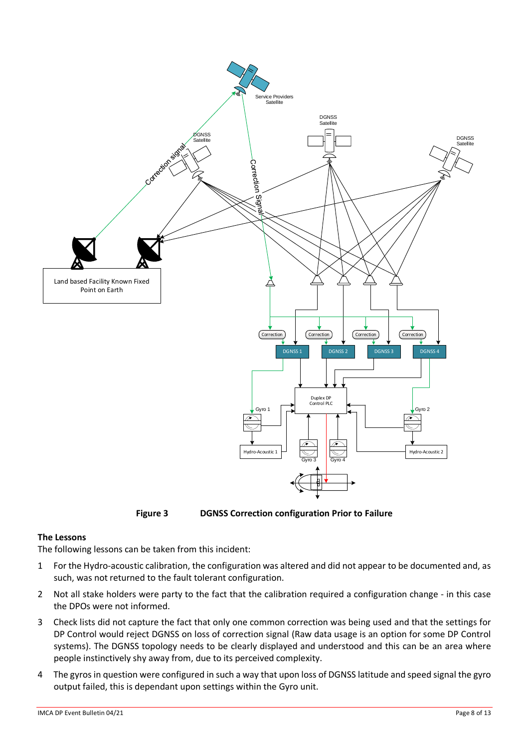**Figure 3    DGNSS Correction configuration Prior to Failure**

## The Lessons

The following lessons can be taken from this incident:

1. For the Hydro-acoustic calibration, the configuration was altered and did not appear to be documented and, as such, was not returned to the fault tolerant configuration.
2. Not all stake holders were party to the fact that the calibration required a configuration change - in this case the DPOs were not informed.
3. Check lists did not capture the fact that only one common correction was being used and that the settings for DP Control would reject DGNSS on loss of correction signal (Raw data usage is an option for some DP Control systems). The DGNSS topology needs to be clearly displayed and understood and this can be an area where people instinctively shy away from, due to its perceived complexity.
4. The gyros in question were configured in such a way that upon loss of DGNSS latitude and speed signal the gyro output failed, this is dependant upon settings within the Gyro unit.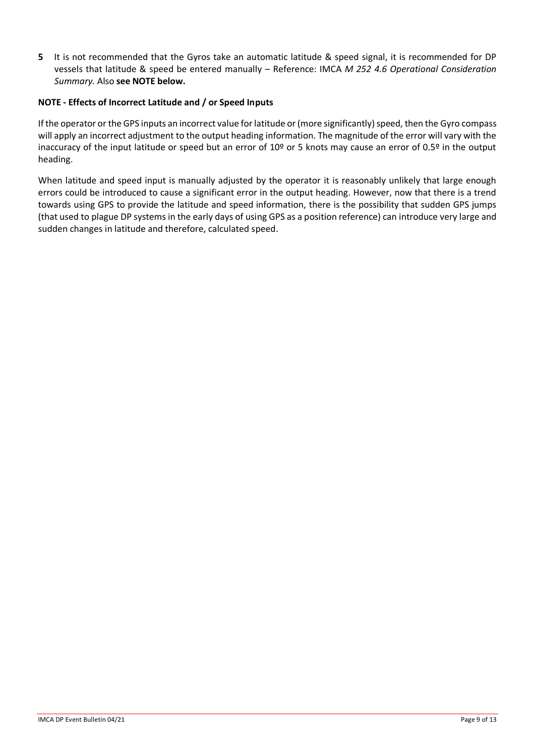**5** It is not recommended that the Gyros take an automatic latitude & speed signal, it is recommended for DP vessels that latitude & speed be entered manually – Reference: IMCA *M 252 4.6 Operational Consideration Summary.* Also **see NOTE below.**

**NOTE - Effects of Incorrect Latitude and / or Speed Inputs**

If the operator or the GPS inputs an incorrect value for latitude or (more significantly) speed, then the Gyro compass will apply an incorrect adjustment to the output heading information. The magnitude of the error will vary with the inaccuracy of the input latitude or speed but an error of 10º or 5 knots may cause an error of 0.5º in the output heading.

When latitude and speed input is manually adjusted by the operator it is reasonably unlikely that large enough errors could be introduced to cause a significant error in the output heading. However, now that there is a trend towards using GPS to provide the latitude and speed information, there is the possibility that sudden GPS jumps (that used to plague DP systems in the early days of using GPS as a position reference) can introduce very large and sudden changes in latitude and therefore, calculated speed.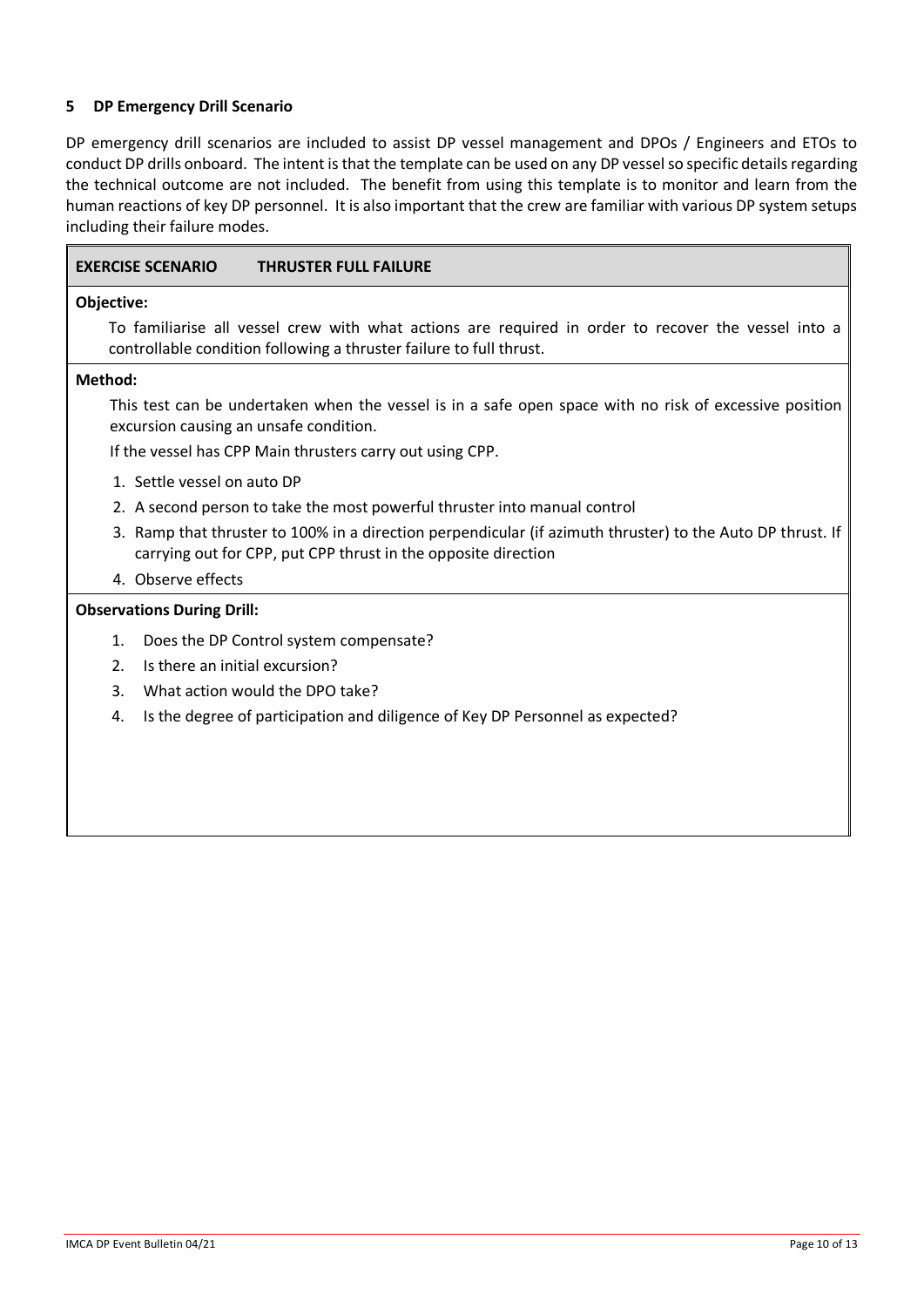## 5 DP Emergency Drill Scenario

DP emergency drill scenarios are included to assist DP vessel management and DPOs / Engineers and ETOs to conduct DP drills onboard. The intent is that the template can be used on any DP vessel so specific details regarding the technical outcome are not included. The benefit from using this template is to monitor and learn from the human reactions of key DP personnel. It is also important that the crew are familiar with various DP system setups including their failure modes.

**EXERCISE SCENARIO THRUSTER FULL FAILURE**

**Objective:**

To familiarise all vessel crew with what actions are required in order to recover the vessel into a controllable condition following a thruster failure to full thrust.

**Method:**

This test can be undertaken when the vessel is in a safe open space with no risk of excessive position excursion causing an unsafe condition.

If the vessel has CPP Main thrusters carry out using CPP.

1. Settle vessel on auto DP
2. A second person to take the most powerful thruster into manual control
3. Ramp that thruster to 100% in a direction perpendicular (if azimuth thruster) to the Auto DP thrust. If carrying out for CPP, put CPP thrust in the opposite direction
4. Observe effects

**Observations During Drill:**

1. Does the DP Control system compensate?
2. Is there an initial excursion?
3. What action would the DPO take?
4. Is the degree of participation and diligence of Key DP Personnel as expected?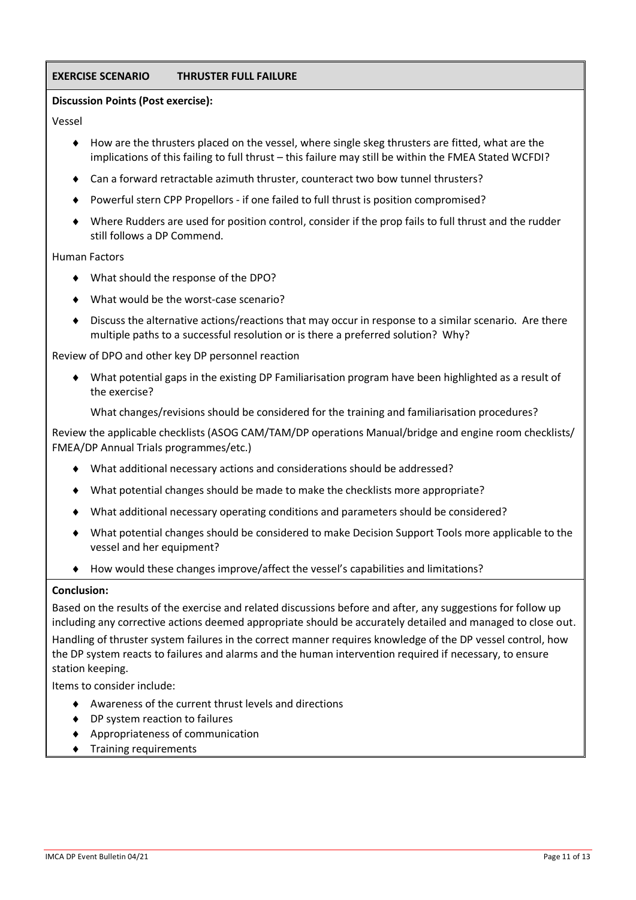**EXERCISE SCENARIO THRUSTER FULL FAILURE**

**Discussion Points (Post exercise):**

Vessel

- How are the thrusters placed on the vessel, where single skeg thrusters are fitted, what are the implications of this failing to full thrust – this failure may still be within the FMEA Stated WCFDI?
- Can a forward retractable azimuth thruster, counteract two bow tunnel thrusters?
- Powerful stern CPP Propellors - if one failed to full thrust is position compromised?
- Where Rudders are used for position control, consider if the prop fails to full thrust and the rudder still follows a DP Commend.

Human Factors

- What should the response of the DPO?
- What would be the worst-case scenario?
- Discuss the alternative actions/reactions that may occur in response to a similar scenario. Are there multiple paths to a successful resolution or is there a preferred solution? Why?

Review of DPO and other key DP personnel reaction

- What potential gaps in the existing DP Familiarisation program have been highlighted as a result of the exercise?

  What changes/revisions should be considered for the training and familiarisation procedures?

Review the applicable checklists (ASOG CAM/TAM/DP operations Manual/bridge and engine room checklists/ FMEA/DP Annual Trials programmes/etc.)

- What additional necessary actions and considerations should be addressed?
- What potential changes should be made to make the checklists more appropriate?
- What additional necessary operating conditions and parameters should be considered?
- What potential changes should be considered to make Decision Support Tools more applicable to the vessel and her equipment?
- How would these changes improve/affect the vessel's capabilities and limitations?

**Conclusion:**

Based on the results of the exercise and related discussions before and after, any suggestions for follow up including any corrective actions deemed appropriate should be accurately detailed and managed to close out.

Handling of thruster system failures in the correct manner requires knowledge of the DP vessel control, how the DP system reacts to failures and alarms and the human intervention required if necessary, to ensure station keeping.

Items to consider include:

- Awareness of the current thrust levels and directions
- DP system reaction to failures
- Appropriateness of communication
- Training requirements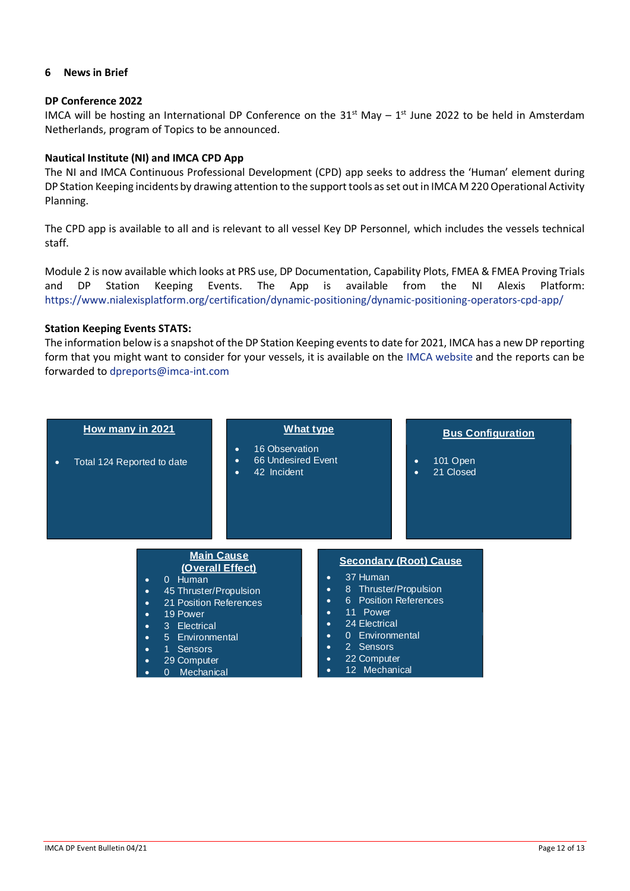## 6 News in Brief

**DP Conference 2022**

IMCA will be hosting an International DP Conference on the 31st May – 1st June 2022 to be held in Amsterdam Netherlands, program of Topics to be announced.

**Nautical Institute (NI) and IMCA CPD App**

The NI and IMCA Continuous Professional Development (CPD) app seeks to address the 'Human' element during DP Station Keeping incidents by drawing attention to the support tools as set out in IMCA M 220 Operational Activity Planning.

The CPD app is available to all and is relevant to all vessel Key DP Personnel, which includes the vessels technical staff.

Module 2 is now available which looks at PRS use, DP Documentation, Capability Plots, FMEA & FMEA Proving Trials and DP Station Keeping Events. The App is available from the NI Alexis Platform: https://www.nialexisplatform.org/certification/dynamic-positioning/dynamic-positioning-operators-cpd-app/

**Station Keeping Events STATS:**

The information below is a snapshot of the DP Station Keeping events to date for 2021, IMCA has a new DP reporting form that you might want to consider for your vessels, it is available on the IMCA website and the reports can be forwarded to dpreports@imca-int.com

**How many in 2021**

- Total 124 Reported to date

**What type**

- 16 Observation
- 66 Undesired Event
- 42 Incident

**Bus Configuration**

- 101 Open
- 21 Closed

**Main Cause (Overall Effect)**

- 0 Human
- 45 Thruster/Propulsion
- 21 Position References
- 19 Power
- 3 Electrical
- 5 Environmental
- 1 Sensors
- 29 Computer
- 0 Mechanical

**Secondary (Root) Cause**

- 37 Human
- 8 Thruster/Propulsion
- 6 Position References
- 11 Power
- 24 Electrical
- 0 Environmental
- 2 Sensors
- 22 Computer
- 12 Mechanical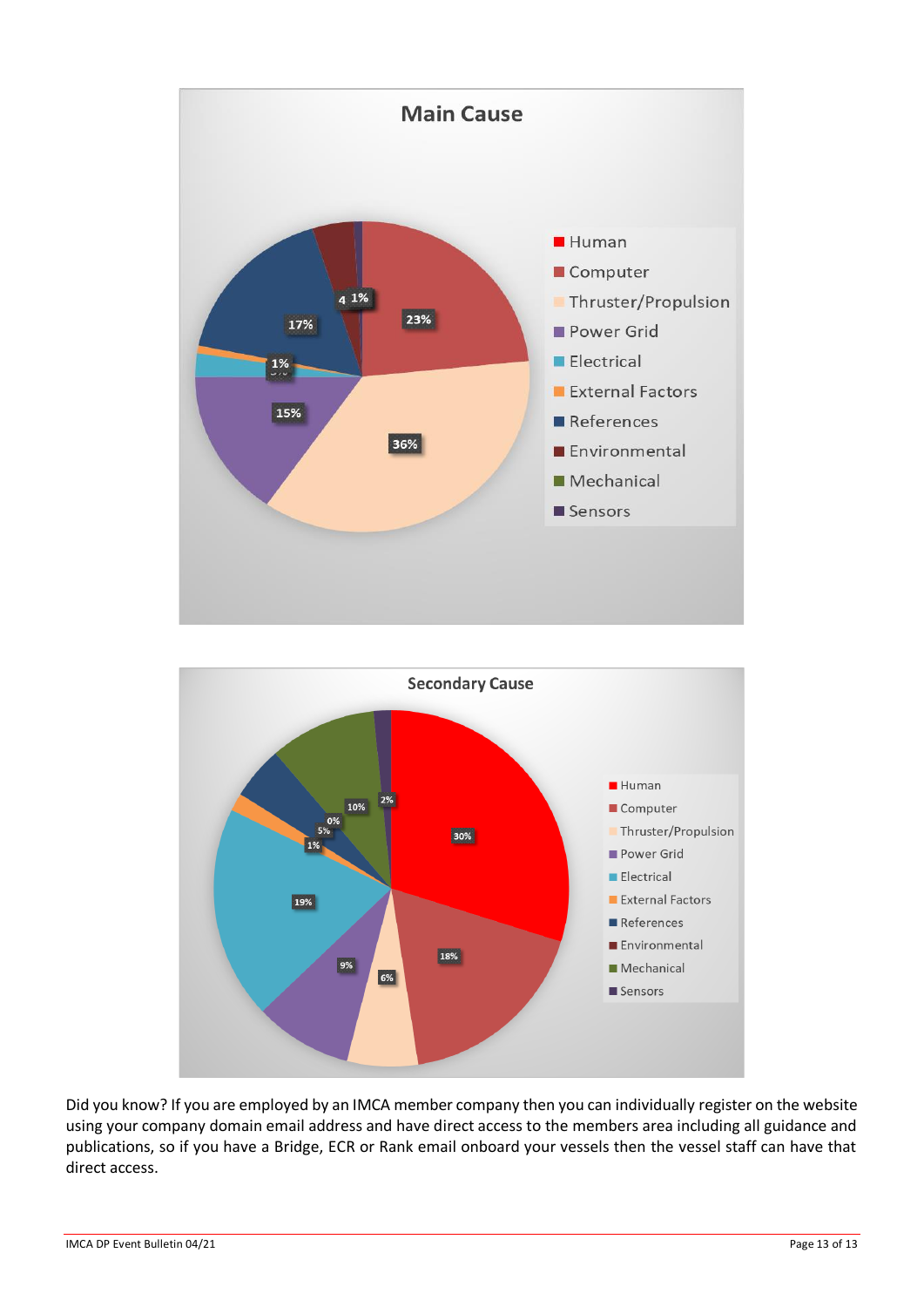**Main Cause**

Human
Computer
Thruster/Propulsion
Power Grid
Electrical
External Factors
References
Environmental
Mechanical
Sensors

23%
36%
15%
1%
17%
4
1%

**Secondary Cause**

Human
Computer
Thruster/Propulsion
Power Grid
Electrical
External Factors
References
Environmental
Mechanical
Sensors

30%
18%
6%
9%
19%
1%
5%
0%
10%
2%

Did you know? If you are employed by an IMCA member company then you can individually register on the website using your company domain email address and have direct access to the members area including all guidance and publications, so if you have a Bridge, ECR or Rank email onboard your vessels then the vessel staff can have that direct access.